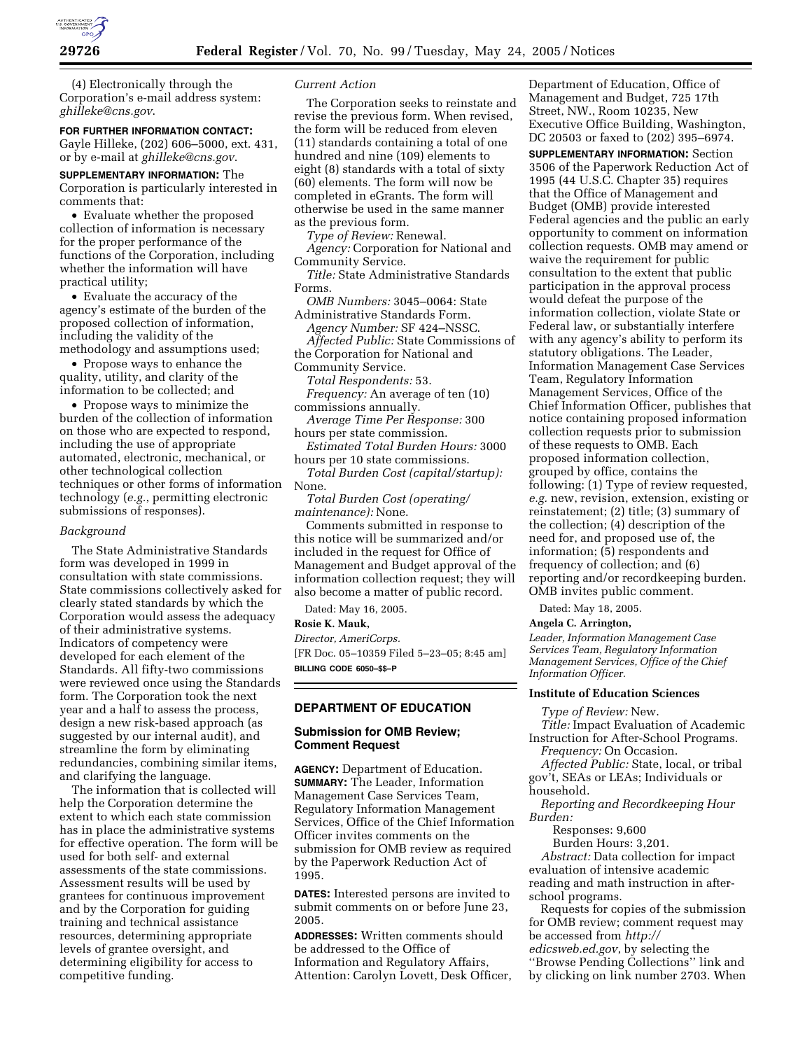(4) Electronically through the Corporation's e-mail address system: *ghilleke@cns.gov*.

**FOR FURTHER INFORMATION CONTACT:** Gayle Hilleke, (202) 606–5000, ext. 431, or by e-mail at *ghilleke@cns.gov*.

**SUPPLEMENTARY INFORMATION:** The Corporation is particularly interested in comments that:

- Evaluate whether the proposed collection of information is necessary for the proper performance of the functions of the Corporation, including whether the information will have practical utility;
- Evaluate the accuracy of the agency's estimate of the burden of the proposed collection of information, including the validity of the methodology and assumptions used;
- Propose ways to enhance the quality, utility, and clarity of the information to be collected; and
- Propose ways to minimize the burden of the collection of information on those who are expected to respond, including the use of appropriate automated, electronic, mechanical, or other technological collection techniques or other forms of information technology (*e.g.*, permitting electronic submissions of responses).

*Background*

The State Administrative Standards form was developed in 1999 in consultation with state commissions. State commissions collectively asked for clearly stated standards by which the Corporation would assess the adequacy of their administrative systems. Indicators of competency were developed for each element of the Standards. All fifty-two commissions were reviewed once using the Standards form. The Corporation took the next year and a half to assess the process, design a new risk-based approach (as suggested by our internal audit), and streamline the form by eliminating redundancies, combining similar items, and clarifying the language.

The information that is collected will help the Corporation determine the extent to which each state commission has in place the administrative systems for effective operation. The form will be used for both self- and external assessments of the state commissions. Assessment results will be used by grantees for continuous improvement and by the Corporation for guiding training and technical assistance resources, determining appropriate levels of grantee oversight, and determining eligibility for access to competitive funding.

*Current Action*

The Corporation seeks to reinstate and revise the previous form. When revised, the form will be reduced from eleven (11) standards containing a total of one hundred and nine (109) elements to eight (8) standards with a total of sixty (60) elements. The form will now be completed in eGrants. The form will otherwise be used in the same manner as the previous form.

*Type of Review:* Renewal.

*Agency:* Corporation for National and Community Service.

*Title:* State Administrative Standards Forms.

*OMB Numbers:* 3045–0064: State Administrative Standards Form.

*Agency Number:* SF 424–NSSC.

*Affected Public:* State Commissions of the Corporation for National and Community Service.

*Total Respondents:* 53.

*Frequency:* An average of ten (10) commissions annually.

*Average Time Per Response:* 300 hours per state commission.

*Estimated Total Burden Hours:* 3000 hours per 10 state commissions.

*Total Burden Cost (capital/startup):* None.

*Total Burden Cost (operating/maintenance):* None.

Comments submitted in response to this notice will be summarized and/or included in the request for Office of Management and Budget approval of the information collection request; they will also become a matter of public record.

Dated: May 16, 2005.

**Rosie K. Mauk,**

*Director, AmeriCorps.*

[FR Doc. 05–10359 Filed 5–23–05; 8:45 am]

**BILLING CODE 6050–$$–P**

## DEPARTMENT OF EDUCATION

### Submission for OMB Review; Comment Request

**AGENCY:** Department of Education.

**SUMMARY:** The Leader, Information Management Case Services Team, Regulatory Information Management Services, Office of the Chief Information Officer invites comments on the submission for OMB review as required by the Paperwork Reduction Act of 1995.

**DATES:** Interested persons are invited to submit comments on or before June 23, 2005.

**ADDRESSES:** Written comments should be addressed to the Office of Information and Regulatory Affairs, Attention: Carolyn Lovett, Desk Officer, Department of Education, Office of Management and Budget, 725 17th Street, NW., Room 10235, New Executive Office Building, Washington, DC 20503 or faxed to (202) 395–6974.

**SUPPLEMENTARY INFORMATION:** Section 3506 of the Paperwork Reduction Act of 1995 (44 U.S.C. Chapter 35) requires that the Office of Management and Budget (OMB) provide interested Federal agencies and the public an early opportunity to comment on information collection requests. OMB may amend or waive the requirement for public consultation to the extent that public participation in the approval process would defeat the purpose of the information collection, violate State or Federal law, or substantially interfere with any agency's ability to perform its statutory obligations. The Leader, Information Management Case Services Team, Regulatory Information Management Services, Office of the Chief Information Officer, publishes that notice containing proposed information collection requests prior to submission of these requests to OMB. Each proposed information collection, grouped by office, contains the following: (1) Type of review requested, *e.g.* new, revision, extension, existing or reinstatement; (2) title; (3) summary of the collection; (4) description of the need for, and proposed use of, the information; (5) respondents and frequency of collection; and (6) reporting and/or recordkeeping burden. OMB invites public comment.

Dated: May 18, 2005.

**Angela C. Arrington,**

*Leader, Information Management Case Services Team, Regulatory Information Management Services, Office of the Chief Information Officer.*

**Institute of Education Sciences**

*Type of Review:* New.

*Title:* Impact Evaluation of Academic Instruction for After-School Programs.

*Frequency:* On Occasion.

*Affected Public:* State, local, or tribal gov't, SEAs or LEAs; Individuals or household.

*Reporting and Recordkeeping Hour Burden:*

Responses: 9,600

Burden Hours: 3,201.

*Abstract:* Data collection for impact evaluation of intensive academic reading and math instruction in after-school programs.

Requests for copies of the submission for OMB review; comment request may be accessed from *http://edicsweb.ed.gov*, by selecting the ''Browse Pending Collections'' link and by clicking on link number 2703. When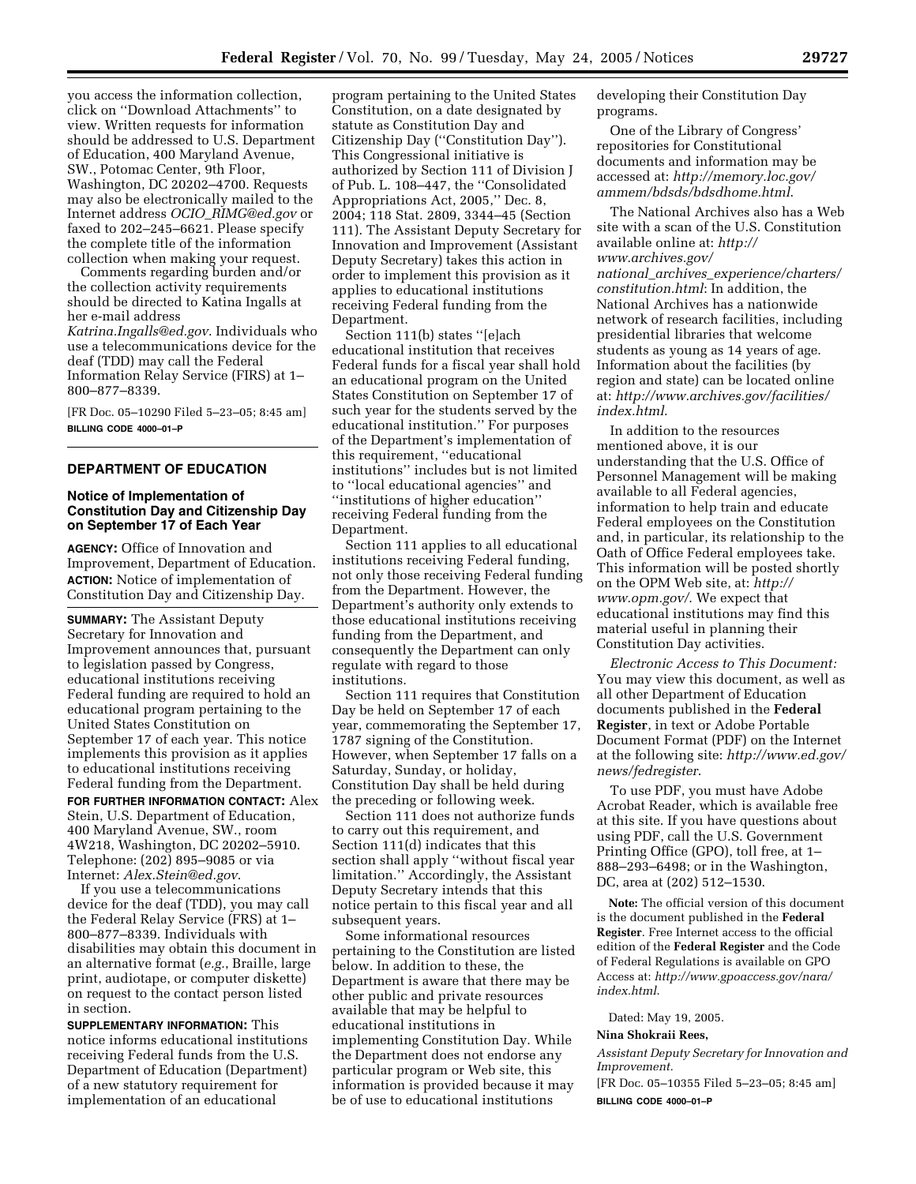you access the information collection, click on ''Download Attachments'' to view. Written requests for information should be addressed to U.S. Department of Education, 400 Maryland Avenue, SW., Potomac Center, 9th Floor, Washington, DC 20202–4700. Requests may also be electronically mailed to the Internet address *OCIO_RIMG@ed.gov* or faxed to 202–245–6621. Please specify the complete title of the information collection when making your request.

Comments regarding burden and/or the collection activity requirements should be directed to Katina Ingalls at her e-mail address *Katrina.Ingalls@ed.gov*. Individuals who use a telecommunications device for the deaf (TDD) may call the Federal Information Relay Service (FIRS) at 1–800–877–8339.

[FR Doc. 05–10290 Filed 5–23–05; 8:45 am]

**BILLING CODE 4000–01–P**

## DEPARTMENT OF EDUCATION

### Notice of Implementation of Constitution Day and Citizenship Day on September 17 of Each Year

**AGENCY:** Office of Innovation and Improvement, Department of Education.

**ACTION:** Notice of implementation of Constitution Day and Citizenship Day.

**SUMMARY:** The Assistant Deputy Secretary for Innovation and Improvement announces that, pursuant to legislation passed by Congress, educational institutions receiving Federal funding are required to hold an educational program pertaining to the United States Constitution on September 17 of each year. This notice implements this provision as it applies to educational institutions receiving Federal funding from the Department.

**FOR FURTHER INFORMATION CONTACT:** Alex Stein, U.S. Department of Education, 400 Maryland Avenue, SW., room 4W218, Washington, DC 20202–5910. Telephone: (202) 895–9085 or via Internet: *Alex.Stein@ed.gov*.

If you use a telecommunications device for the deaf (TDD), you may call the Federal Relay Service (FRS) at 1–800–877–8339. Individuals with disabilities may obtain this document in an alternative format (*e.g.*, Braille, large print, audiotape, or computer diskette) on request to the contact person listed in section.

**SUPPLEMENTARY INFORMATION:** This notice informs educational institutions receiving Federal funds from the U.S. Department of Education (Department) of a new statutory requirement for implementation of an educational program pertaining to the United States Constitution, on a date designated by statute as Constitution Day and Citizenship Day (''Constitution Day''). This Congressional initiative is authorized by Section 111 of Division J of Pub. L. 108–447, the ''Consolidated Appropriations Act, 2005,'' Dec. 8, 2004; 118 Stat. 2809, 3344–45 (Section 111). The Assistant Deputy Secretary for Innovation and Improvement (Assistant Deputy Secretary) takes this action in order to implement this provision as it applies to educational institutions receiving Federal funding from the Department.

Section 111(b) states ''[e]ach educational institution that receives Federal funds for a fiscal year shall hold an educational program on the United States Constitution on September 17 of such year for the students served by the educational institution.'' For purposes of the Department's implementation of this requirement, ''educational institutions'' includes but is not limited to ''local educational agencies'' and ''institutions of higher education'' receiving Federal funding from the Department.

Section 111 applies to all educational institutions receiving Federal funding, not only those receiving Federal funding from the Department. However, the Department's authority only extends to those educational institutions receiving funding from the Department, and consequently the Department can only regulate with regard to those institutions.

Section 111 requires that Constitution Day be held on September 17 of each year, commemorating the September 17, 1787 signing of the Constitution. However, when September 17 falls on a Saturday, Sunday, or holiday, Constitution Day shall be held during the preceding or following week.

Section 111 does not authorize funds to carry out this requirement, and Section 111(d) indicates that this section shall apply ''without fiscal year limitation.'' Accordingly, the Assistant Deputy Secretary intends that this notice pertain to this fiscal year and all subsequent years.

Some informational resources pertaining to the Constitution are listed below. In addition to these, the Department is aware that there may be other public and private resources available that may be helpful to educational institutions in implementing Constitution Day. While the Department does not endorse any particular program or Web site, this information is provided because it may be of use to educational institutions developing their Constitution Day programs.

One of the Library of Congress' repositories for Constitutional documents and information may be accessed at: *http://memory.loc.gov/ammem/bdsds/bdsdhome.html*.

The National Archives also has a Web site with a scan of the U.S. Constitution available online at: *http://www.archives.gov/national_archives_experience/charters/constitution.html*: In addition, the National Archives has a nationwide network of research facilities, including presidential libraries that welcome students as young as 14 years of age. Information about the facilities (by region and state) can be located online at: *http://www.archives.gov/facilities/index.html*.

In addition to the resources mentioned above, it is our understanding that the U.S. Office of Personnel Management will be making available to all Federal agencies, information to help train and educate Federal employees on the Constitution and, in particular, its relationship to the Oath of Office Federal employees take. This information will be posted shortly on the OPM Web site, at: *http://www.opm.gov/*. We expect that educational institutions may find this material useful in planning their Constitution Day activities.

*Electronic Access to This Document:* You may view this document, as well as all other Department of Education documents published in the **Federal Register**, in text or Adobe Portable Document Format (PDF) on the Internet at the following site: *http://www.ed.gov/news/fedregister*.

To use PDF, you must have Adobe Acrobat Reader, which is available free at this site. If you have questions about using PDF, call the U.S. Government Printing Office (GPO), toll free, at 1–888–293–6498; or in the Washington, DC, area at (202) 512–1530.

**Note:** The official version of this document is the document published in the **Federal Register**. Free Internet access to the official edition of the **Federal Register** and the Code of Federal Regulations is available on GPO Access at: *http://www.gpoaccess.gov/nara/index.html*.

Dated: May 19, 2005.

**Nina Shokraii Rees,**

*Assistant Deputy Secretary for Innovation and Improvement.*

[FR Doc. 05–10355 Filed 5–23–05; 8:45 am]

**BILLING CODE 4000–01–P**